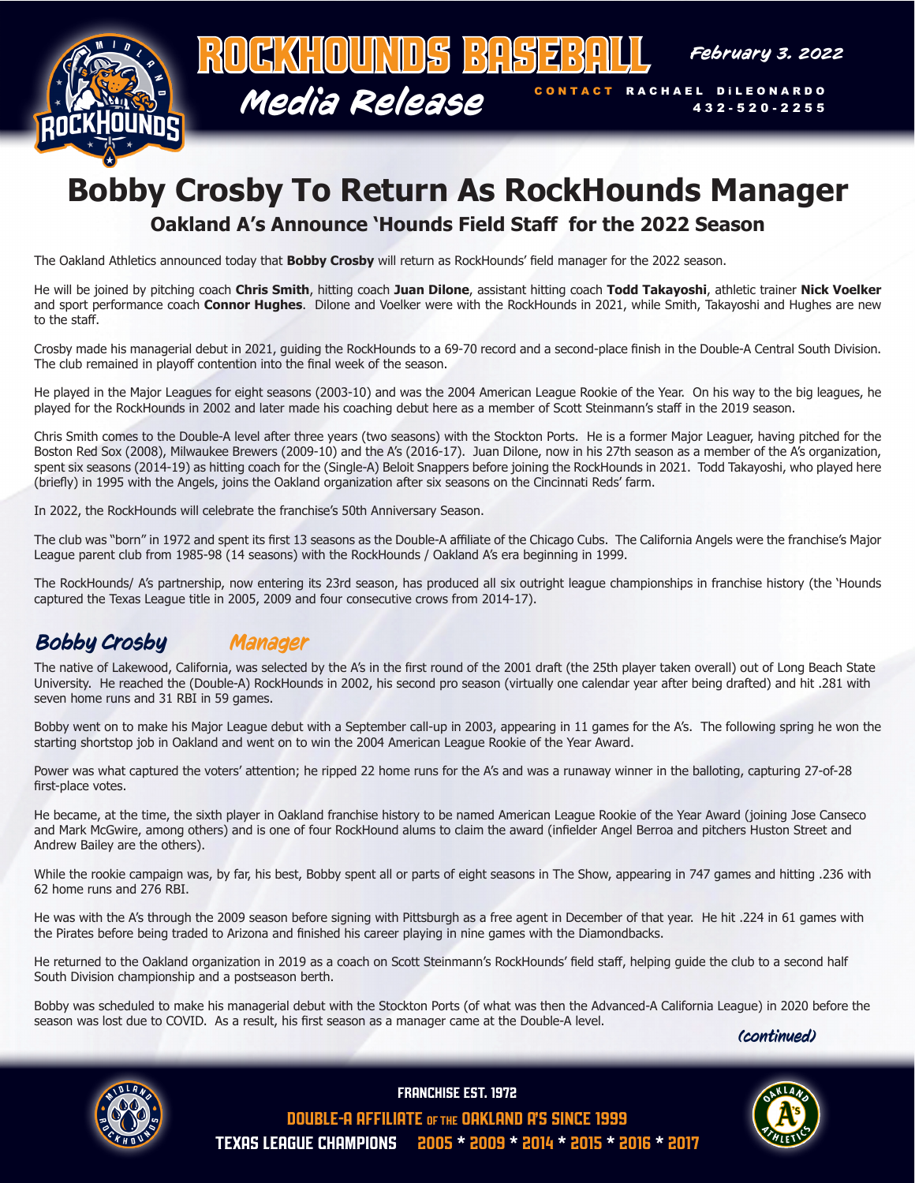# ROCKHOUNDS BASEBALL

**Media Release**

February 3, 2022

CONTACT RACHAEL DiLEONARDO 432-520-2255

# Bobby Crosby To Return As RockHounds Manager

## Oakland A's Announce 'Hounds Field Staff for the 2022 Season

The Oakland Athletics announced today that **Bobby Crosby** will return as RockHounds' field manager for the 2022 season.

He will be joined by pitching coach **Chris Smith**, hitting coach **Juan Dilone**, assistant hitting coach **Todd Takayoshi**, athletic trainer **Nick Voelker** and sport performance coach **Connor Hughes**. Dilone and Voelker were with the RockHounds in 2021, while Smith, Takayoshi and Hughes are new to the staff.

Crosby made his managerial debut in 2021, guiding the RockHounds to a 69-70 record and a second-place finish in the Double-A Central South Division. The club remained in playoff contention into the final week of the season.

He played in the Major Leagues for eight seasons (2003-10) and was the 2004 American League Rookie of the Year. On his way to the big leagues, he played for the RockHounds in 2002 and later made his coaching debut here as a member of Scott Steinmann's staff in the 2019 season.

Chris Smith comes to the Double-A level after three years (two seasons) with the Stockton Ports. He is a former Major Leaguer, having pitched for the Boston Red Sox (2008), Milwaukee Brewers (2009-10) and the A's (2016-17). Juan Dilone, now in his 27th season as a member of the A's organization, spent six seasons (2014-19) as hitting coach for the (Single-A) Beloit Snappers before joining the RockHounds in 2021. Todd Takayoshi, who played here (briefly) in 1995 with the Angels, joins the Oakland organization after six seasons on the Cincinnati Reds' farm.

In 2022, the RockHounds will celebrate the franchise's 50th Anniversary Season.

The club was "born" in 1972 and spent its first 13 seasons as the Double-A affiliate of the Chicago Cubs. The California Angels were the franchise's Major League parent club from 1985-98 (14 seasons) with the RockHounds / Oakland A's era beginning in 1999.

The RockHounds/ A's partnership, now entering its 23rd season, has produced all six outright league championships in franchise history (the 'Hounds captured the Texas League title in 2005, 2009 and four consecutive crows from 2014-17).

## Bobby Crosby — Manager

The native of Lakewood, California, was selected by the A's in the first round of the 2001 draft (the 25th player taken overall) out of Long Beach State University. He reached the (Double-A) RockHounds in 2002, his second pro season (virtually one calendar year after being drafted) and hit .281 with seven home runs and 31 RBI in 59 games.

Bobby went on to make his Major League debut with a September call-up in 2003, appearing in 11 games for the A's. The following spring he won the starting shortstop job in Oakland and went on to win the 2004 American League Rookie of the Year Award.

Power was what captured the voters' attention; he ripped 22 home runs for the A's and was a runaway winner in the balloting, capturing 27-of-28 first-place votes.

He became, at the time, the sixth player in Oakland franchise history to be named American League Rookie of the Year Award (joining Jose Canseco and Mark McGwire, among others) and is one of four RockHound alums to claim the award (infielder Angel Berroa and pitchers Huston Street and Andrew Bailey are the others).

While the rookie campaign was, by far, his best, Bobby spent all or parts of eight seasons in The Show, appearing in 747 games and hitting .236 with 62 home runs and 276 RBI.

He was with the A's through the 2009 season before signing with Pittsburgh as a free agent in December of that year. He hit .224 in 61 games with the Pirates before being traded to Arizona and finished his career playing in nine games with the Diamondbacks.

He returned to the Oakland organization in 2019 as a coach on Scott Steinmann's RockHounds' field staff, helping guide the club to a second half South Division championship and a postseason berth.

Bobby was scheduled to make his managerial debut with the Stockton Ports (of what was then the Advanced-A California League) in 2020 before the season was lost due to COVID. As a result, his first season as a manager came at the Double-A level.

*(continued)*

FRANCHISE EST. 1972

DOUBLE-A AFFILIATE OF THE OAKLAND A'S SINCE 1999

TEXAS LEAGUE CHAMPIONS 2005 * 2009 * 2014 * 2015 * 2016 * 2017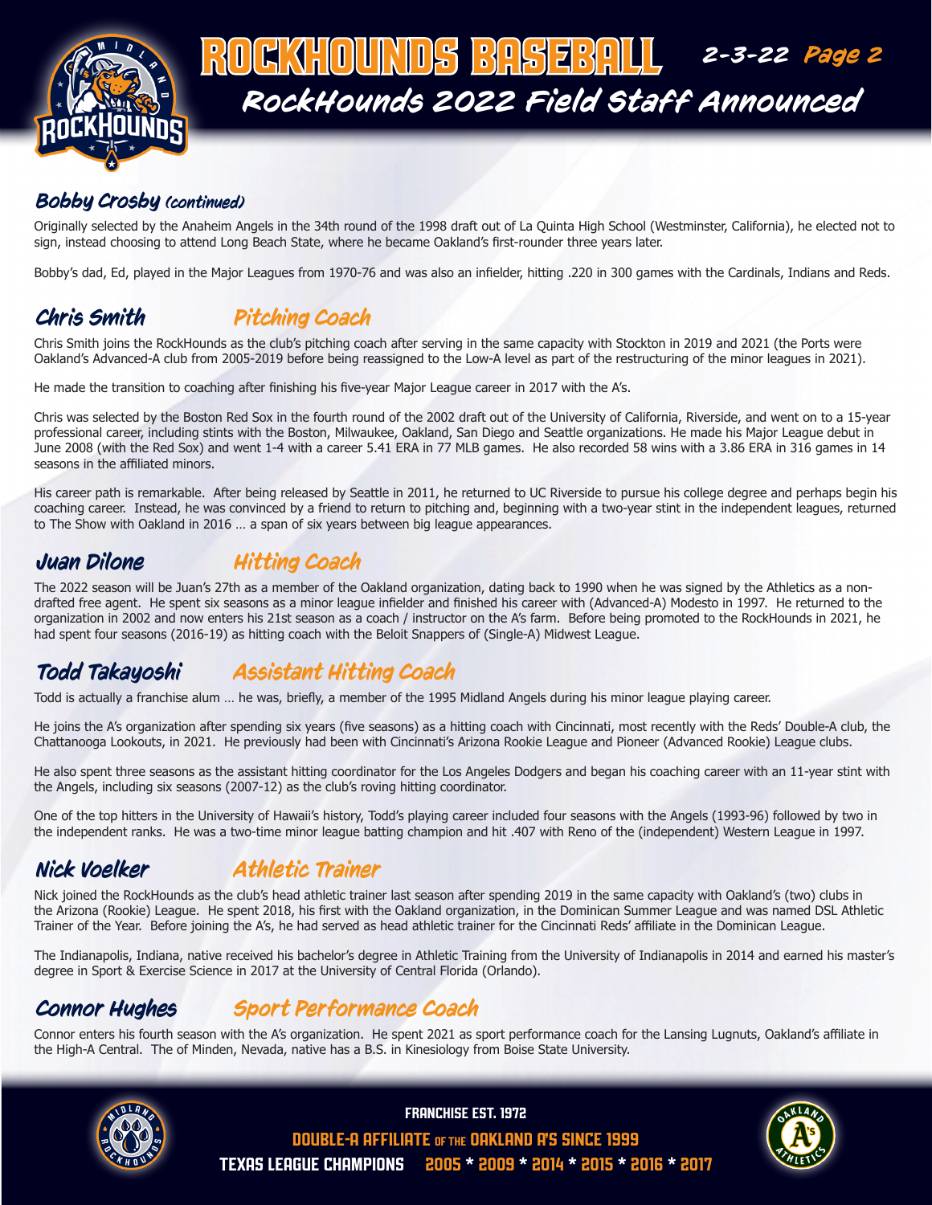# ROCKHOUNDS BASEBALL

## RockHounds 2022 Field Staff Announced

### Bobby Crosby *(continued)*

Originally selected by the Anaheim Angels in the 34th round of the 1998 draft out of La Quinta High School (Westminster, California), he elected not to sign, instead choosing to attend Long Beach State, where he became Oakland's first-rounder three years later.

Bobby's dad, Ed, played in the Major Leagues from 1970-76 and was also an infielder, hitting .220 in 300 games with the Cardinals, Indians and Reds.

### Chris Smith — Pitching Coach

Chris Smith joins the RockHounds as the club's pitching coach after serving in the same capacity with Stockton in 2019 and 2021 (the Ports were Oakland's Advanced-A club from 2005-2019 before being reassigned to the Low-A level as part of the restructuring of the minor leagues in 2021).

He made the transition to coaching after finishing his five-year Major League career in 2017 with the A's.

Chris was selected by the Boston Red Sox in the fourth round of the 2002 draft out of the University of California, Riverside, and went on to a 15-year professional career, including stints with the Boston, Milwaukee, Oakland, San Diego and Seattle organizations. He made his Major League debut in June 2008 (with the Red Sox) and went 1-4 with a career 5.41 ERA in 77 MLB games. He also recorded 58 wins with a 3.86 ERA in 316 games in 14 seasons in the affiliated minors.

His career path is remarkable. After being released by Seattle in 2011, he returned to UC Riverside to pursue his college degree and perhaps begin his coaching career. Instead, he was convinced by a friend to return to pitching and, beginning with a two-year stint in the independent leagues, returned to The Show with Oakland in 2016 … a span of six years between big league appearances.

### Juan Dilone — Hitting Coach

The 2022 season will be Juan's 27th as a member of the Oakland organization, dating back to 1990 when he was signed by the Athletics as a non-drafted free agent. He spent six seasons as a minor league infielder and finished his career with (Advanced-A) Modesto in 1997. He returned to the organization in 2002 and now enters his 21st season as a coach / instructor on the A's farm. Before being promoted to the RockHounds in 2021, he had spent four seasons (2016-19) as hitting coach with the Beloit Snappers of (Single-A) Midwest League.

### Todd Takayoshi — Assistant Hitting Coach

Todd is actually a franchise alum … he was, briefly, a member of the 1995 Midland Angels during his minor league playing career.

He joins the A's organization after spending six years (five seasons) as a hitting coach with Cincinnati, most recently with the Reds' Double-A club, the Chattanooga Lookouts, in 2021. He previously had been with Cincinnati's Arizona Rookie League and Pioneer (Advanced Rookie) League clubs.

He also spent three seasons as the assistant hitting coordinator for the Los Angeles Dodgers and began his coaching career with an 11-year stint with the Angels, including six seasons (2007-12) as the club's roving hitting coordinator.

One of the top hitters in the University of Hawaii's history, Todd's playing career included four seasons with the Angels (1993-96) followed by two in the independent ranks. He was a two-time minor league batting champion and hit .407 with Reno of the (independent) Western League in 1997.

### Nick Voelker — Athletic Trainer

Nick joined the RockHounds as the club's head athletic trainer last season after spending 2019 in the same capacity with Oakland's (two) clubs in the Arizona (Rookie) League. He spent 2018, his first with the Oakland organization, in the Dominican Summer League and was named DSL Athletic Trainer of the Year. Before joining the A's, he had served as head athletic trainer for the Cincinnati Reds' affiliate in the Dominican League.

The Indianapolis, Indiana, native received his bachelor's degree in Athletic Training from the University of Indianapolis in 2014 and earned his master's degree in Sport & Exercise Science in 2017 at the University of Central Florida (Orlando).

### Connor Hughes — Sport Performance Coach

Connor enters his fourth season with the A's organization. He spent 2021 as sport performance coach for the Lansing Lugnuts, Oakland's affiliate in the High-A Central. The of Minden, Nevada, native has a B.S. in Kinesiology from Boise State University.

FRANCHISE EST. 1972

DOUBLE-A AFFILIATE OF THE OAKLAND A'S SINCE 1999

TEXAS LEAGUE CHAMPIONS 2005 * 2009 * 2014 * 2015 * 2016 * 2017